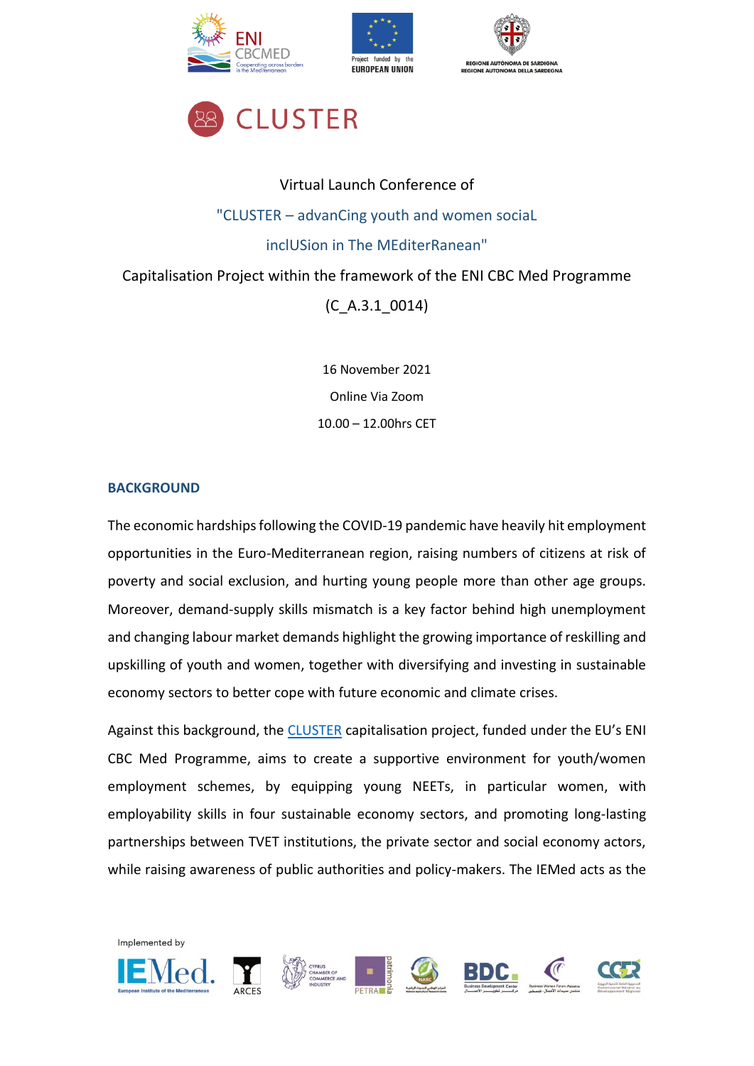# CLUSTER

Virtual Launch Conference of

"CLUSTER – advanCing youth and women sociaL

inclUSion in The MEditerRanean"

Capitalisation Project within the framework of the ENI CBC Med Programme

(C_A.3.1_0014)

16 November 2021

Online Via Zoom

10.00 – 12.00hrs CET

## BACKGROUND

The economic hardships following the COVID-19 pandemic have heavily hit employment opportunities in the Euro-Mediterranean region, raising numbers of citizens at risk of poverty and social exclusion, and hurting young people more than other age groups. Moreover, demand-supply skills mismatch is a key factor behind high unemployment and changing labour market demands highlight the growing importance of reskilling and upskilling of youth and women, together with diversifying and investing in sustainable economy sectors to better cope with future economic and climate crises.

Against this background, the CLUSTER capitalisation project, funded under the EU's ENI CBC Med Programme, aims to create a supportive environment for youth/women employment schemes, by equipping young NEETs, in particular women, with employability skills in four sustainable economy sectors, and promoting long-lasting partnerships between TVET institutions, the private sector and social economy actors, while raising awareness of public authorities and policy-makers. The IEMed acts as the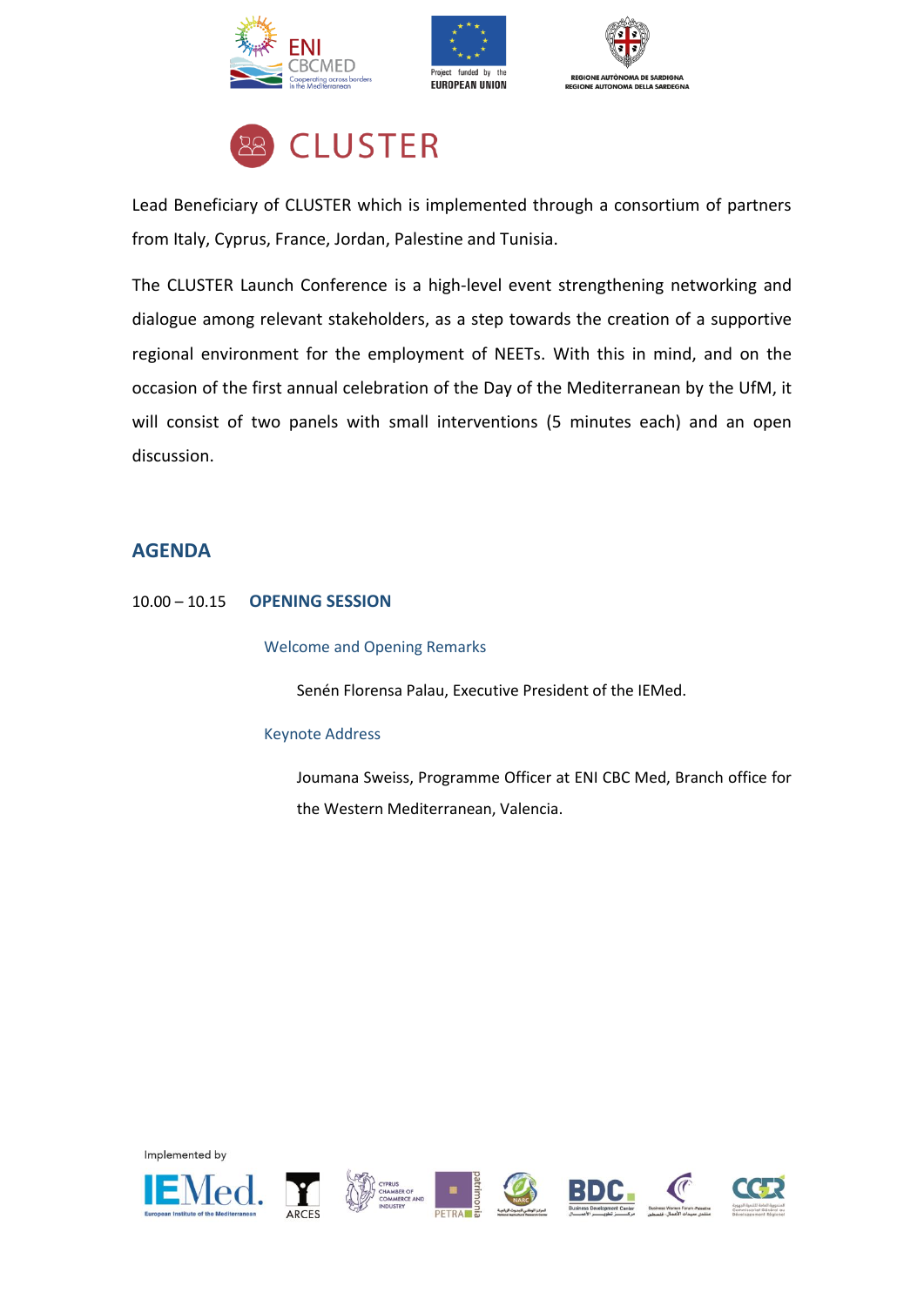# CLUSTER

Lead Beneficiary of CLUSTER which is implemented through a consortium of partners from Italy, Cyprus, France, Jordan, Palestine and Tunisia.

The CLUSTER Launch Conference is a high-level event strengthening networking and dialogue among relevant stakeholders, as a step towards the creation of a supportive regional environment for the employment of NEETs. With this in mind, and on the occasion of the first annual celebration of the Day of the Mediterranean by the UfM, it will consist of two panels with small interventions (5 minutes each) and an open discussion.

## AGENDA

10.00 – 10.15 **OPENING SESSION**

Welcome and Opening Remarks

Senén Florensa Palau, Executive President of the IEMed.

Keynote Address

Joumana Sweiss, Programme Officer at ENI CBC Med, Branch office for the Western Mediterranean, Valencia.

Implemented by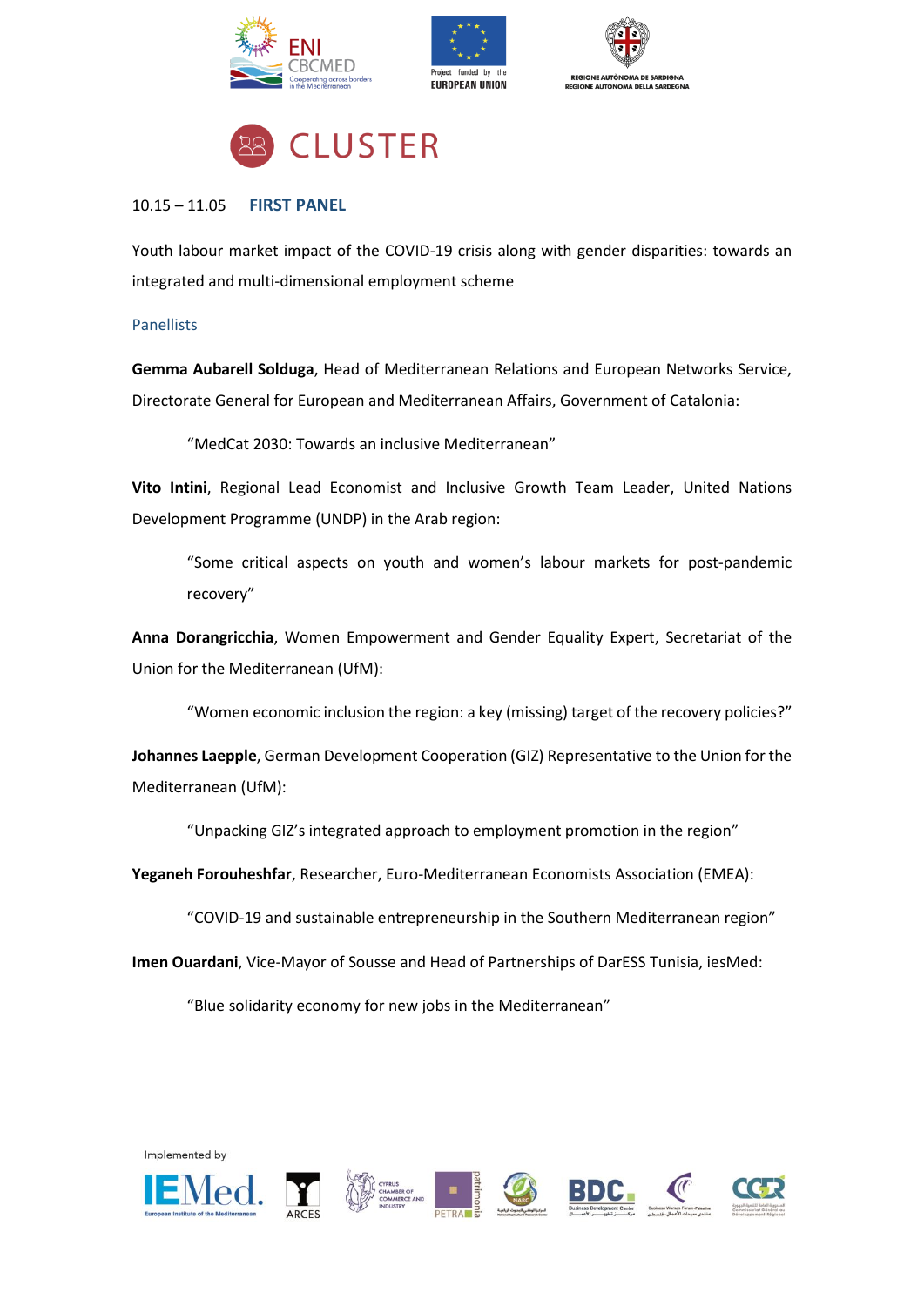10.15 – 11.05 **FIRST PANEL**

Youth labour market impact of the COVID-19 crisis along with gender disparities: towards an integrated and multi-dimensional employment scheme

Panellists

**Gemma Aubarell Solduga**, Head of Mediterranean Relations and European Networks Service, Directorate General for European and Mediterranean Affairs, Government of Catalonia:

> "MedCat 2030: Towards an inclusive Mediterranean"

**Vito Intini**, Regional Lead Economist and Inclusive Growth Team Leader, United Nations Development Programme (UNDP) in the Arab region:

> "Some critical aspects on youth and women's labour markets for post-pandemic recovery"

**Anna Dorangricchia**, Women Empowerment and Gender Equality Expert, Secretariat of the Union for the Mediterranean (UfM):

> "Women economic inclusion the region: a key (missing) target of the recovery policies?"

**Johannes Laepple**, German Development Cooperation (GIZ) Representative to the Union for the Mediterranean (UfM):

> "Unpacking GIZ's integrated approach to employment promotion in the region"

**Yeganeh Forouheshfar**, Researcher, Euro-Mediterranean Economists Association (EMEA):

> "COVID-19 and sustainable entrepreneurship in the Southern Mediterranean region"

**Imen Ouardani**, Vice-Mayor of Sousse and Head of Partnerships of DarESS Tunisia, iesMed:

> "Blue solidarity economy for new jobs in the Mediterranean"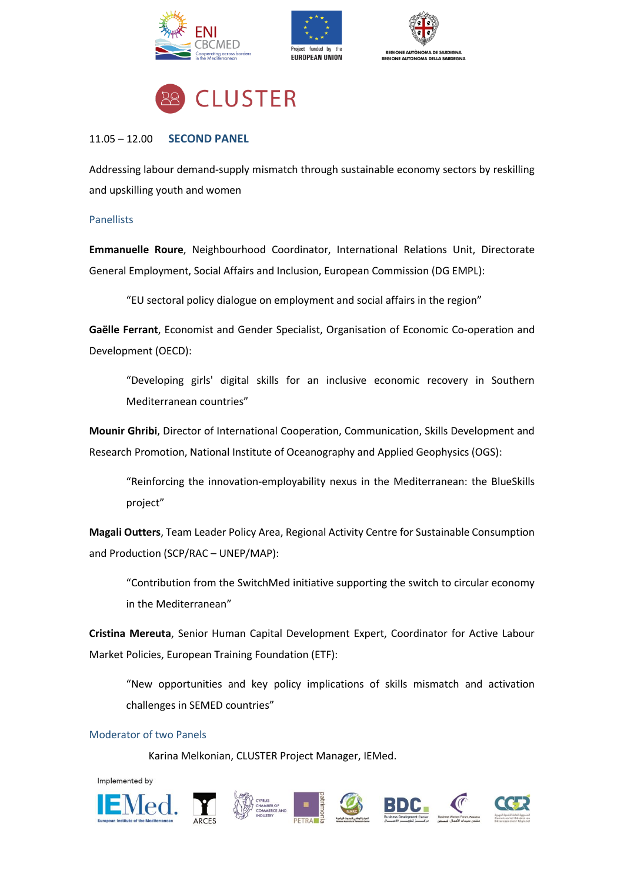# CLUSTER

11.05 – 12.00 **SECOND PANEL**

Addressing labour demand-supply mismatch through sustainable economy sectors by reskilling and upskilling youth and women

## Panellists

**Emmanuelle Roure**, Neighbourhood Coordinator, International Relations Unit, Directorate General Employment, Social Affairs and Inclusion, European Commission (DG EMPL):

> "EU sectoral policy dialogue on employment and social affairs in the region"

**Gaëlle Ferrant**, Economist and Gender Specialist, Organisation of Economic Co-operation and Development (OECD):

> "Developing girls' digital skills for an inclusive economic recovery in Southern Mediterranean countries"

**Mounir Ghribi**, Director of International Cooperation, Communication, Skills Development and Research Promotion, National Institute of Oceanography and Applied Geophysics (OGS):

> "Reinforcing the innovation-employability nexus in the Mediterranean: the BlueSkills project"

**Magali Outters**, Team Leader Policy Area, Regional Activity Centre for Sustainable Consumption and Production (SCP/RAC – UNEP/MAP):

> "Contribution from the SwitchMed initiative supporting the switch to circular economy in the Mediterranean"

**Cristina Mereuta**, Senior Human Capital Development Expert, Coordinator for Active Labour Market Policies, European Training Foundation (ETF):

> "New opportunities and key policy implications of skills mismatch and activation challenges in SEMED countries"

## Moderator of two Panels

Karina Melkonian, CLUSTER Project Manager, IEMed.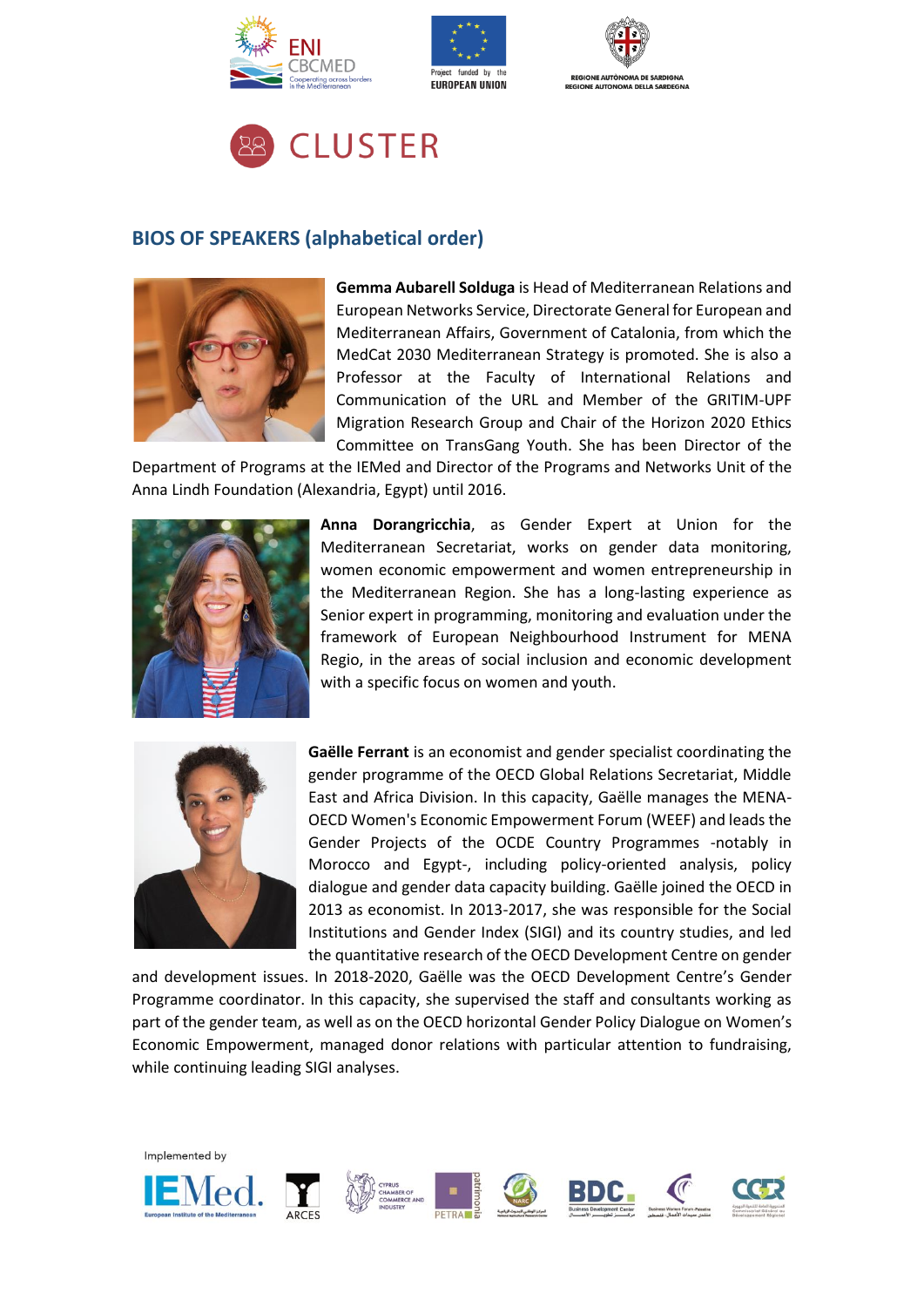## BIOS OF SPEAKERS (alphabetical order)

**Gemma Aubarell Solduga** is Head of Mediterranean Relations and European Networks Service, Directorate General for European and Mediterranean Affairs, Government of Catalonia, from which the MedCat 2030 Mediterranean Strategy is promoted. She is also a Professor at the Faculty of International Relations and Communication of the URL and Member of the GRITIM-UPF Migration Research Group and Chair of the Horizon 2020 Ethics Committee on TransGang Youth. She has been Director of the Department of Programs at the IEMed and Director of the Programs and Networks Unit of the Anna Lindh Foundation (Alexandria, Egypt) until 2016.

**Anna Dorangricchia**, as Gender Expert at Union for the Mediterranean Secretariat, works on gender data monitoring, women economic empowerment and women entrepreneurship in the Mediterranean Region. She has a long-lasting experience as Senior expert in programming, monitoring and evaluation under the framework of European Neighbourhood Instrument for MENA Regio, in the areas of social inclusion and economic development with a specific focus on women and youth.

**Gaëlle Ferrant** is an economist and gender specialist coordinating the gender programme of the OECD Global Relations Secretariat, Middle East and Africa Division. In this capacity, Gaëlle manages the MENA-OECD Women's Economic Empowerment Forum (WEEF) and leads the Gender Projects of the OCDE Country Programmes -notably in Morocco and Egypt-, including policy-oriented analysis, policy dialogue and gender data capacity building. Gaëlle joined the OECD in 2013 as economist. In 2013-2017, she was responsible for the Social Institutions and Gender Index (SIGI) and its country studies, and led the quantitative research of the OECD Development Centre on gender and development issues. In 2018-2020, Gaëlle was the OECD Development Centre's Gender Programme coordinator. In this capacity, she supervised the staff and consultants working as part of the gender team, as well as on the OECD horizontal Gender Policy Dialogue on Women's Economic Empowerment, managed donor relations with particular attention to fundraising, while continuing leading SIGI analyses.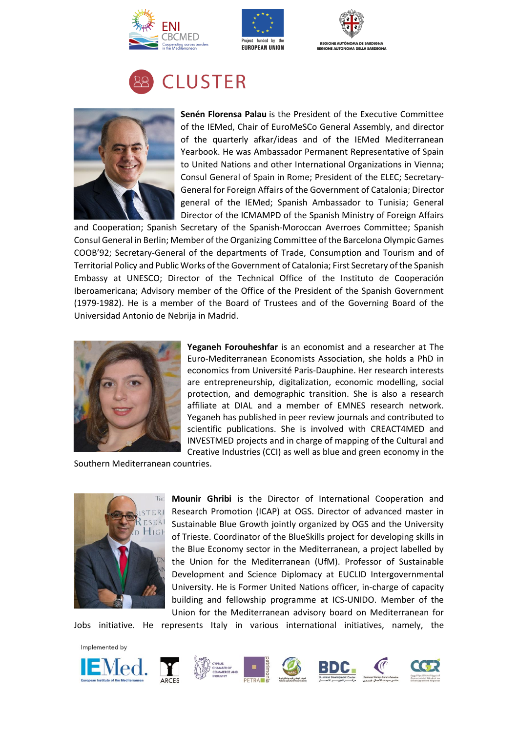# CLUSTER

**Senén Florensa Palau** is the President of the Executive Committee of the IEMed, Chair of EuroMeSCo General Assembly, and director of the quarterly afkar/ideas and of the IEMed Mediterranean Yearbook. He was Ambassador Permanent Representative of Spain to United Nations and other International Organizations in Vienna; Consul General of Spain in Rome; President of the ELEC; Secretary-General for Foreign Affairs of the Government of Catalonia; Director general of the IEMed; Spanish Ambassador to Tunisia; General Director of the ICMAMPD of the Spanish Ministry of Foreign Affairs and Cooperation; Spanish Secretary of the Spanish-Moroccan Averroes Committee; Spanish Consul General in Berlin; Member of the Organizing Committee of the Barcelona Olympic Games COOB'92; Secretary-General of the departments of Trade, Consumption and Tourism and of Territorial Policy and Public Works of the Government of Catalonia; First Secretary of the Spanish Embassy at UNESCO; Director of the Technical Office of the Instituto de Cooperación Iberoamericana; Advisory member of the Office of the President of the Spanish Government (1979-1982). He is a member of the Board of Trustees and of the Governing Board of the Universidad Antonio de Nebrija in Madrid.

**Yeganeh Forouheshfar** is an economist and a researcher at The Euro-Mediterranean Economists Association, she holds a PhD in economics from Université Paris-Dauphine. Her research interests are entrepreneurship, digitalization, economic modelling, social protection, and demographic transition. She is also a research affiliate at DIAL and a member of EMNES research network. Yeganeh has published in peer review journals and contributed to scientific publications. She is involved with CREACT4MED and INVESTMED projects and in charge of mapping of the Cultural and Creative Industries (CCI) as well as blue and green economy in the Southern Mediterranean countries.

**Mounir Ghribi** is the Director of International Cooperation and Research Promotion (ICAP) at OGS. Director of advanced master in Sustainable Blue Growth jointly organized by OGS and the University of Trieste. Coordinator of the BlueSkills project for developing skills in the Blue Economy sector in the Mediterranean, a project labelled by the Union for the Mediterranean (UfM). Professor of Sustainable Development and Science Diplomacy at EUCLID Intergovernmental University. He is Former United Nations officer, in-charge of capacity building and fellowship programme at ICS-UNIDO. Member of the Union for the Mediterranean advisory board on Mediterranean for Jobs initiative. He represents Italy in various international initiatives, namely, the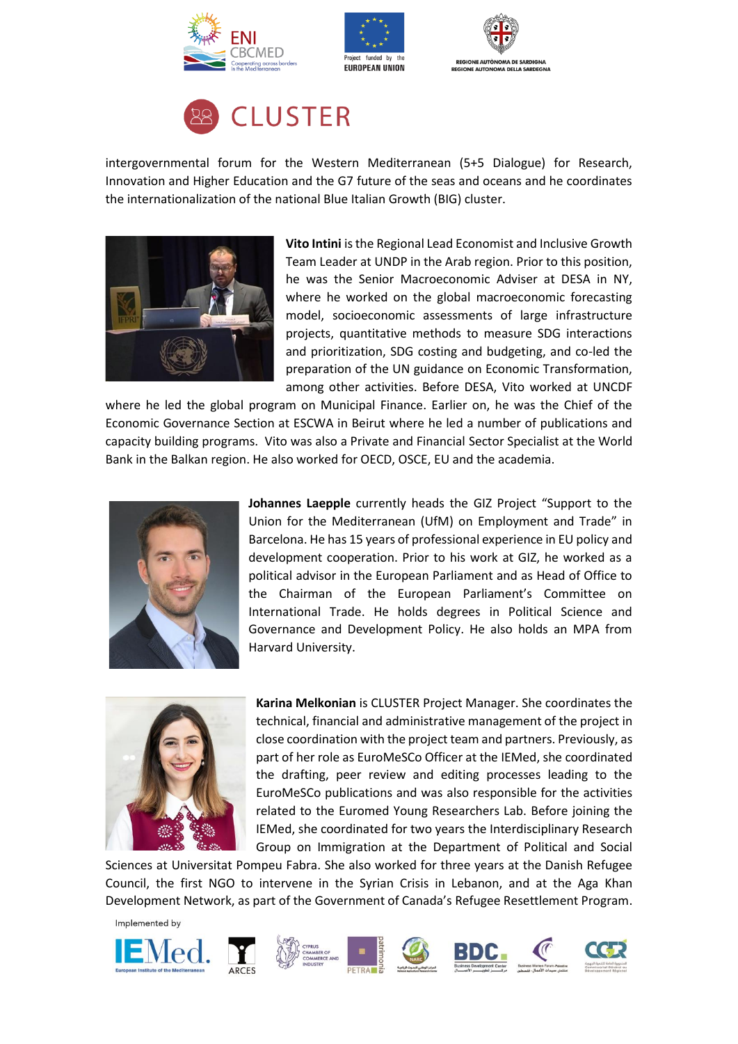intergovernmental forum for the Western Mediterranean (5+5 Dialogue) for Research, Innovation and Higher Education and the G7 future of the seas and oceans and he coordinates the internationalization of the national Blue Italian Growth (BIG) cluster.

**Vito Intini** is the Regional Lead Economist and Inclusive Growth Team Leader at UNDP in the Arab region. Prior to this position, he was the Senior Macroeconomic Adviser at DESA in NY, where he worked on the global macroeconomic forecasting model, socioeconomic assessments of large infrastructure projects, quantitative methods to measure SDG interactions and prioritization, SDG costing and budgeting, and co-led the preparation of the UN guidance on Economic Transformation, among other activities. Before DESA, Vito worked at UNCDF where he led the global program on Municipal Finance. Earlier on, he was the Chief of the Economic Governance Section at ESCWA in Beirut where he led a number of publications and capacity building programs. Vito was also a Private and Financial Sector Specialist at the World Bank in the Balkan region. He also worked for OECD, OSCE, EU and the academia.

**Johannes Laepple** currently heads the GIZ Project "Support to the Union for the Mediterranean (UfM) on Employment and Trade" in Barcelona. He has 15 years of professional experience in EU policy and development cooperation. Prior to his work at GIZ, he worked as a political advisor in the European Parliament and as Head of Office to the Chairman of the European Parliament's Committee on International Trade. He holds degrees in Political Science and Governance and Development Policy. He also holds an MPA from Harvard University.

**Karina Melkonian** is CLUSTER Project Manager. She coordinates the technical, financial and administrative management of the project in close coordination with the project team and partners. Previously, as part of her role as EuroMeSCo Officer at the IEMed, she coordinated the drafting, peer review and editing processes leading to the EuroMeSCo publications and was also responsible for the activities related to the Euromed Young Researchers Lab. Before joining the IEMed, she coordinated for two years the Interdisciplinary Research Group on Immigration at the Department of Political and Social Sciences at Universitat Pompeu Fabra. She also worked for three years at the Danish Refugee Council, the first NGO to intervene in the Syrian Crisis in Lebanon, and at the Aga Khan Development Network, as part of the Government of Canada's Refugee Resettlement Program.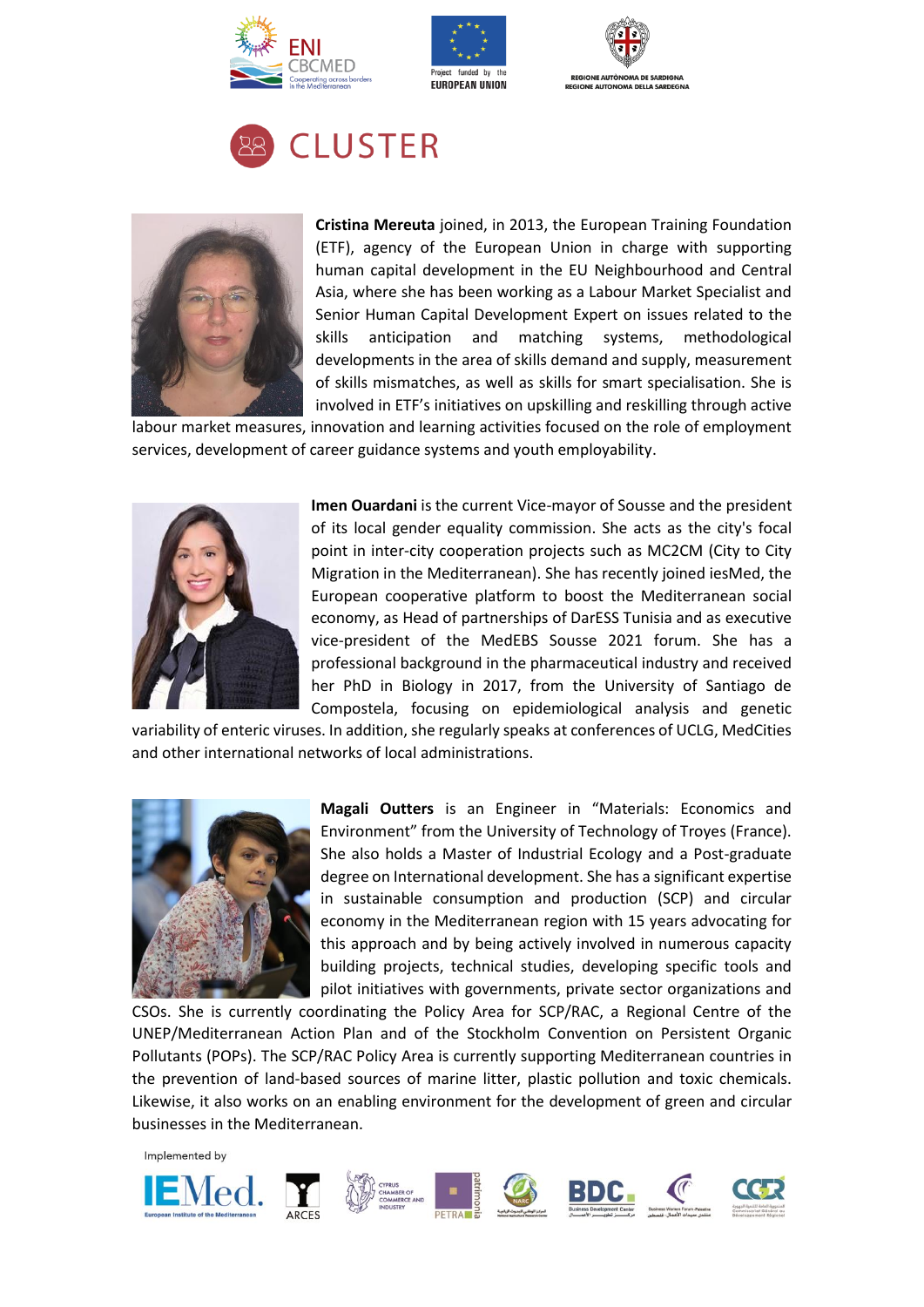# CLUSTER

**Cristina Mereuta** joined, in 2013, the European Training Foundation (ETF), agency of the European Union in charge with supporting human capital development in the EU Neighbourhood and Central Asia, where she has been working as a Labour Market Specialist and Senior Human Capital Development Expert on issues related to the skills anticipation and matching systems, methodological developments in the area of skills demand and supply, measurement of skills mismatches, as well as skills for smart specialisation. She is involved in ETF's initiatives on upskilling and reskilling through active labour market measures, innovation and learning activities focused on the role of employment services, development of career guidance systems and youth employability.

**Imen Ouardani** is the current Vice-mayor of Sousse and the president of its local gender equality commission. She acts as the city's focal point in inter-city cooperation projects such as MC2CM (City to City Migration in the Mediterranean). She has recently joined iesMed, the European cooperative platform to boost the Mediterranean social economy, as Head of partnerships of DarESS Tunisia and as executive vice-president of the MedEBS Sousse 2021 forum. She has a professional background in the pharmaceutical industry and received her PhD in Biology in 2017, from the University of Santiago de Compostela, focusing on epidemiological analysis and genetic variability of enteric viruses. In addition, she regularly speaks at conferences of UCLG, MedCities and other international networks of local administrations.

**Magali Outters** is an Engineer in "Materials: Economics and Environment" from the University of Technology of Troyes (France). She also holds a Master of Industrial Ecology and a Post-graduate degree on International development. She has a significant expertise in sustainable consumption and production (SCP) and circular economy in the Mediterranean region with 15 years advocating for this approach and by being actively involved in numerous capacity building projects, technical studies, developing specific tools and pilot initiatives with governments, private sector organizations and CSOs. She is currently coordinating the Policy Area for SCP/RAC, a Regional Centre of the UNEP/Mediterranean Action Plan and of the Stockholm Convention on Persistent Organic Pollutants (POPs). The SCP/RAC Policy Area is currently supporting Mediterranean countries in the prevention of land-based sources of marine litter, plastic pollution and toxic chemicals. Likewise, it also works on an enabling environment for the development of green and circular businesses in the Mediterranean.

Implemented by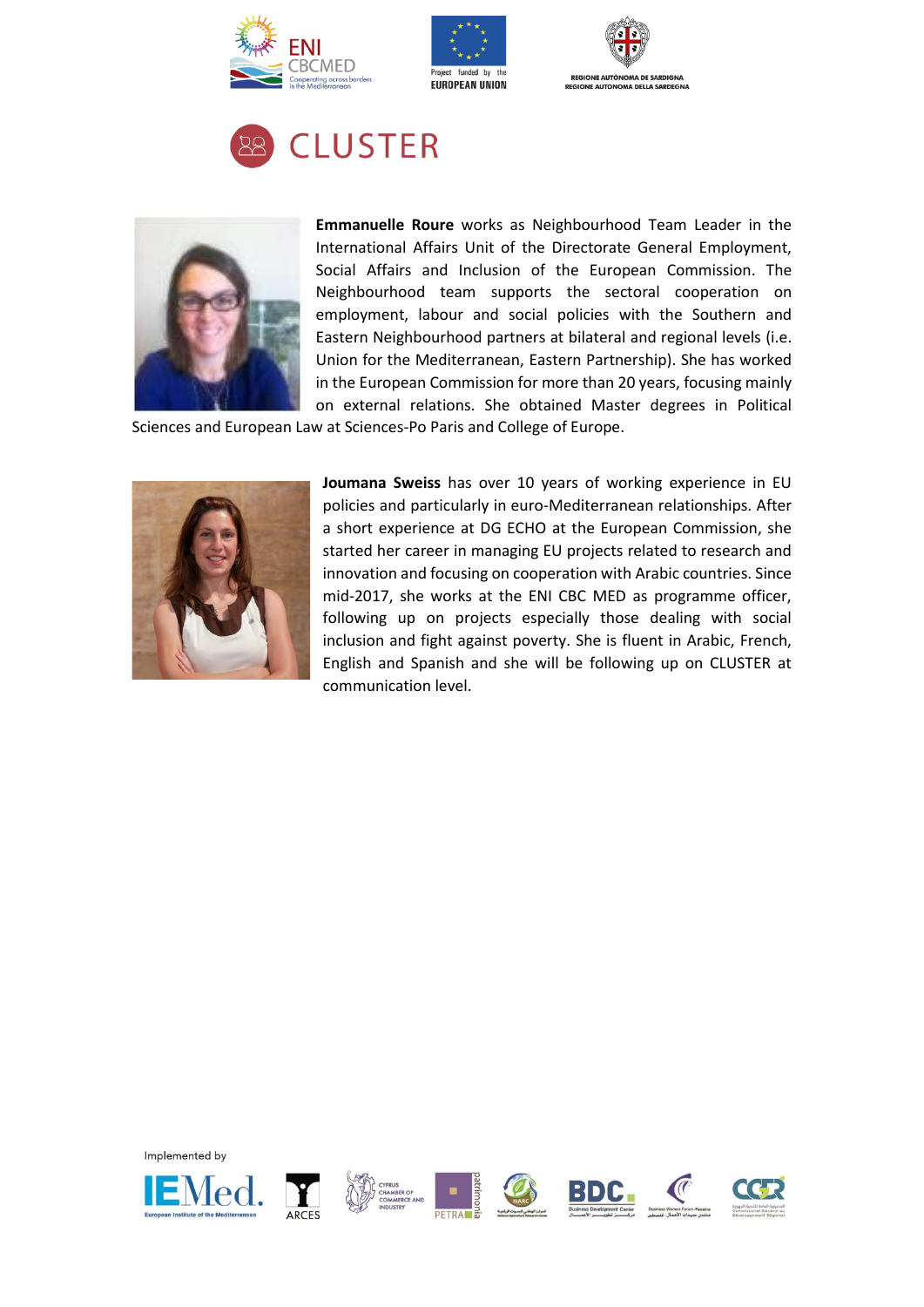# CLUSTER

**Emmanuelle Roure** works as Neighbourhood Team Leader in the International Affairs Unit of the Directorate General Employment, Social Affairs and Inclusion of the European Commission. The Neighbourhood team supports the sectoral cooperation on employment, labour and social policies with the Southern and Eastern Neighbourhood partners at bilateral and regional levels (i.e. Union for the Mediterranean, Eastern Partnership). She has worked in the European Commission for more than 20 years, focusing mainly on external relations. She obtained Master degrees in Political Sciences and European Law at Sciences-Po Paris and College of Europe.

**Joumana Sweiss** has over 10 years of working experience in EU policies and particularly in euro-Mediterranean relationships. After a short experience at DG ECHO at the European Commission, she started her career in managing EU projects related to research and innovation and focusing on cooperation with Arabic countries. Since mid-2017, she works at the ENI CBC MED as programme officer, following up on projects especially those dealing with social inclusion and fight against poverty. She is fluent in Arabic, French, English and Spanish and she will be following up on CLUSTER at communication level.